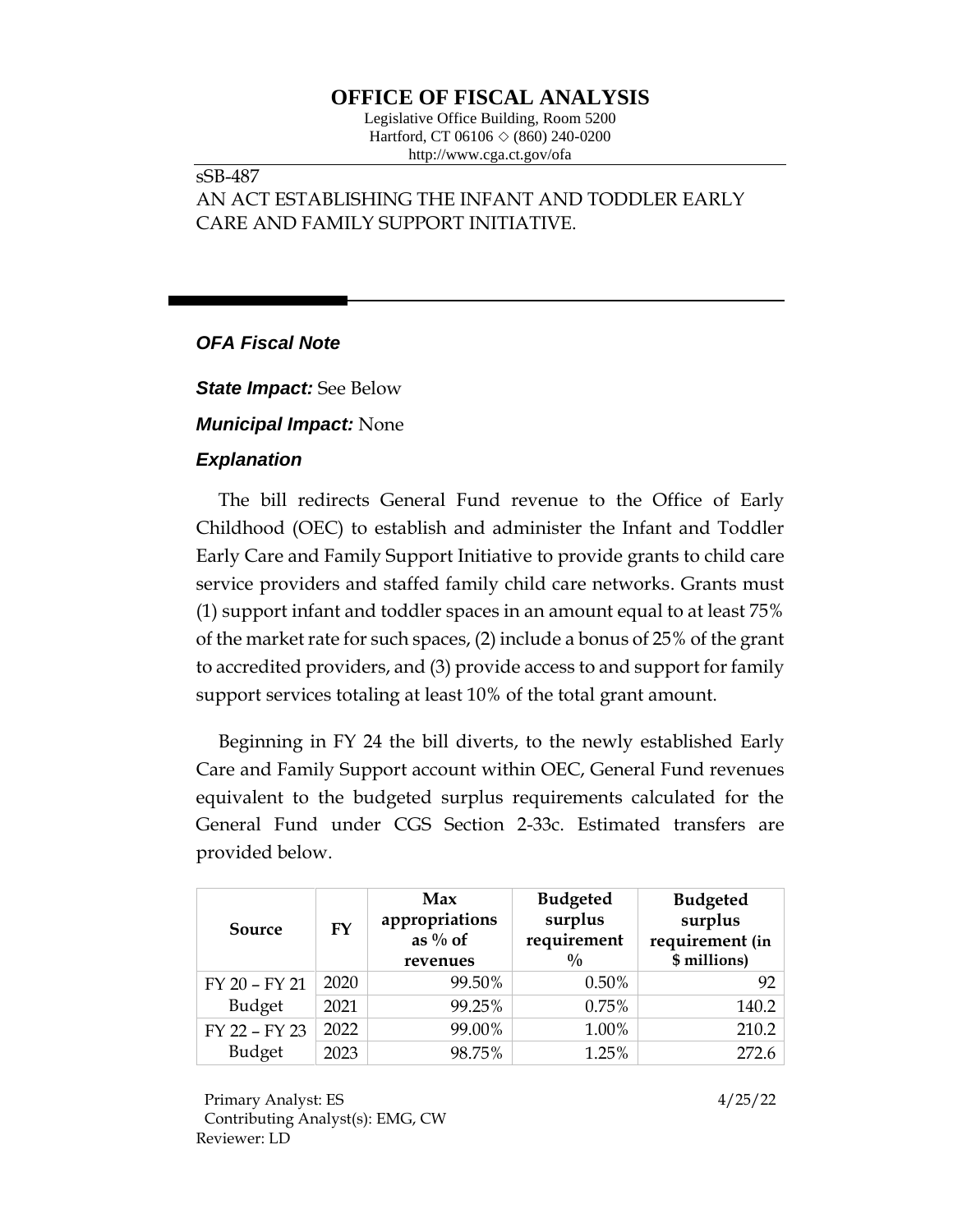# OFFICE OF FISCAL ANALYSIS

Legislative Office Building, Room 5200
Hartford, CT 06106 ◇ (860) 240-0200
http://www.cga.ct.gov/ofa

sSB-487
AN ACT ESTABLISHING THE INFANT AND TODDLER EARLY CARE AND FAMILY SUPPORT INITIATIVE.

## *OFA Fiscal Note*

***State Impact:*** See Below

***Municipal Impact:*** None

### *Explanation*

The bill redirects General Fund revenue to the Office of Early Childhood (OEC) to establish and administer the Infant and Toddler Early Care and Family Support Initiative to provide grants to child care service providers and staffed family child care networks. Grants must (1) support infant and toddler spaces in an amount equal to at least 75% of the market rate for such spaces, (2) include a bonus of 25% of the grant to accredited providers, and (3) provide access to and support for family support services totaling at least 10% of the total grant amount.

Beginning in FY 24 the bill diverts, to the newly established Early Care and Family Support account within OEC, General Fund revenues equivalent to the budgeted surplus requirements calculated for the General Fund under CGS Section 2-33c. Estimated transfers are provided below.

| Source | FY | Max appropriations as % of revenues | Budgeted surplus requirement % | Budgeted surplus requirement (in $ millions) |
|---|---|---|---|---|
| FY 20 – FY 21 Budget | 2020 | 99.50% | 0.50% | 92 |
| | 2021 | 99.25% | 0.75% | 140.2 |
| FY 22 – FY 23 Budget | 2022 | 99.00% | 1.00% | 210.2 |
| | 2023 | 98.75% | 1.25% | 272.6 |

Primary Analyst: ES
Contributing Analyst(s): EMG, CW
Reviewer: LD

4/25/22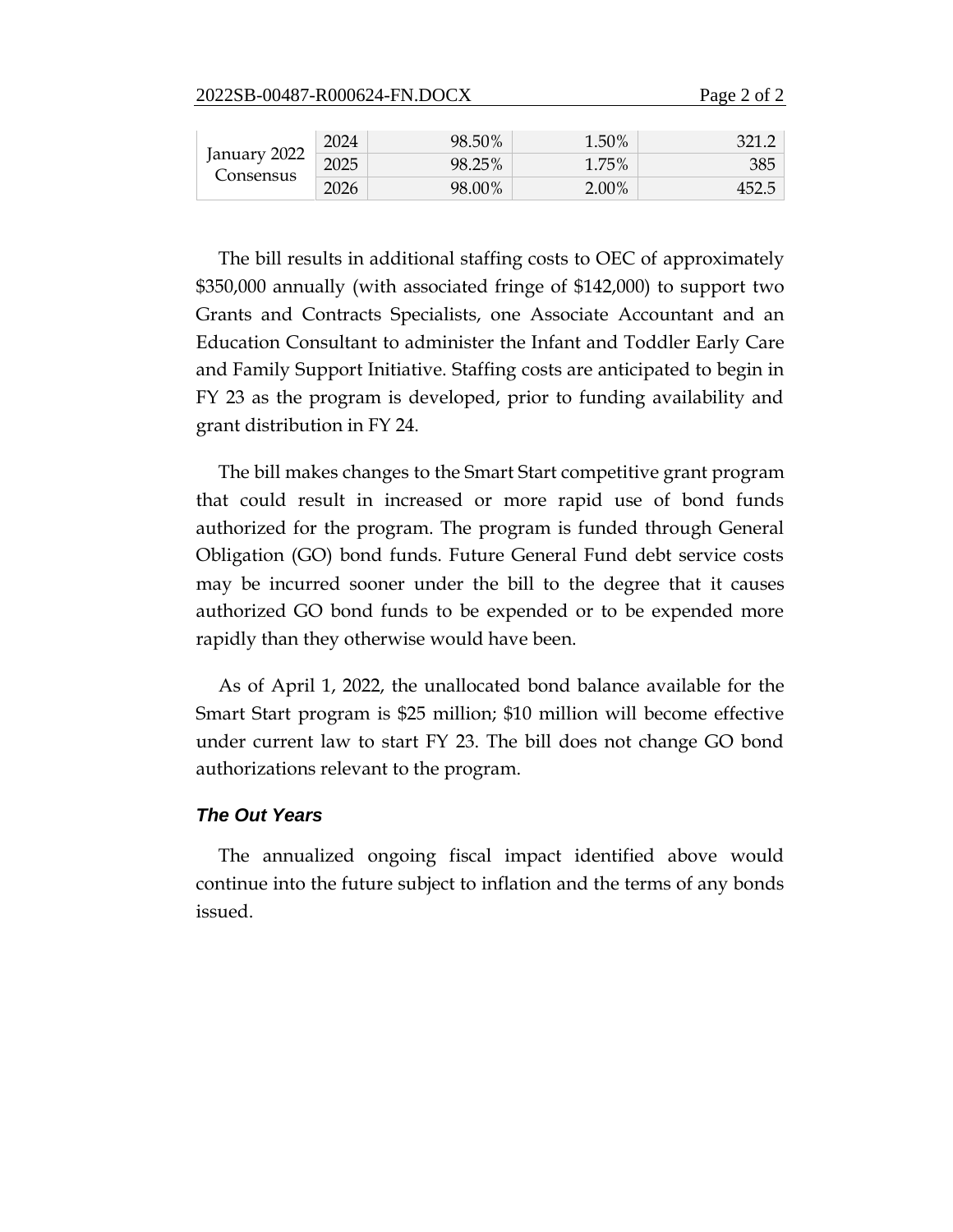| | | | | |
|---|---|---|---|---|
| January 2022 Consensus | 2024 | 98.50% | 1.50% | 321.2 |
| | 2025 | 98.25% | 1.75% | 385 |
| | 2026 | 98.00% | 2.00% | 452.5 |

The bill results in additional staffing costs to OEC of approximately $350,000 annually (with associated fringe of $142,000) to support two Grants and Contracts Specialists, one Associate Accountant and an Education Consultant to administer the Infant and Toddler Early Care and Family Support Initiative. Staffing costs are anticipated to begin in FY 23 as the program is developed, prior to funding availability and grant distribution in FY 24.

The bill makes changes to the Smart Start competitive grant program that could result in increased or more rapid use of bond funds authorized for the program. The program is funded through General Obligation (GO) bond funds. Future General Fund debt service costs may be incurred sooner under the bill to the degree that it causes authorized GO bond funds to be expended or to be expended more rapidly than they otherwise would have been.

As of April 1, 2022, the unallocated bond balance available for the Smart Start program is $25 million; $10 million will become effective under current law to start FY 23. The bill does not change GO bond authorizations relevant to the program.

### *The Out Years*

The annualized ongoing fiscal impact identified above would continue into the future subject to inflation and the terms of any bonds issued.